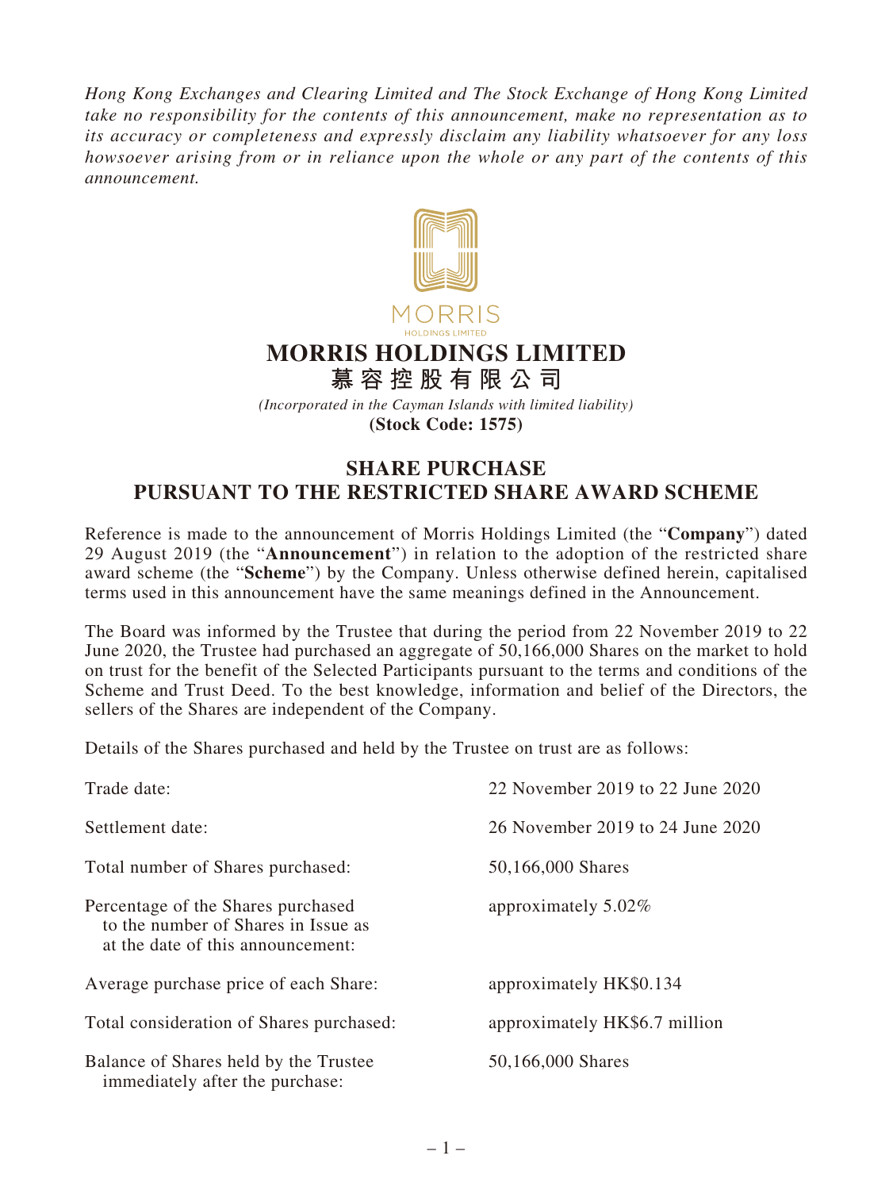*Hong Kong Exchanges and Clearing Limited and The Stock Exchange of Hong Kong Limited take no responsibility for the contents of this announcement, make no representation as to its accuracy or completeness and expressly disclaim any liability whatsoever for any loss howsoever arising from or in reliance upon the whole or any part of the contents of this announcement.*

MORRIS
HOLDINGS LIMITED

# MORRIS HOLDINGS LIMITED
# 慕容控股有限公司

*(Incorporated in the Cayman Islands with limited liability)*
**(Stock Code: 1575)**

## SHARE PURCHASE
## PURSUANT TO THE RESTRICTED SHARE AWARD SCHEME

Reference is made to the announcement of Morris Holdings Limited (the "**Company**") dated 29 August 2019 (the "**Announcement**") in relation to the adoption of the restricted share award scheme (the "**Scheme**") by the Company. Unless otherwise defined herein, capitalised terms used in this announcement have the same meanings defined in the Announcement.

The Board was informed by the Trustee that during the period from 22 November 2019 to 22 June 2020, the Trustee had purchased an aggregate of 50,166,000 Shares on the market to hold on trust for the benefit of the Selected Participants pursuant to the terms and conditions of the Scheme and Trust Deed. To the best knowledge, information and belief of the Directors, the sellers of the Shares are independent of the Company.

Details of the Shares purchased and held by the Trustee on trust are as follows:

| | |
|---|---|
| Trade date: | 22 November 2019 to 22 June 2020 |
| Settlement date: | 26 November 2019 to 24 June 2020 |
| Total number of Shares purchased: | 50,166,000 Shares |
| Percentage of the Shares purchased to the number of Shares in Issue as at the date of this announcement: | approximately 5.02% |
| Average purchase price of each Share: | approximately HK$0.134 |
| Total consideration of Shares purchased: | approximately HK$6.7 million |
| Balance of Shares held by the Trustee immediately after the purchase: | 50,166,000 Shares |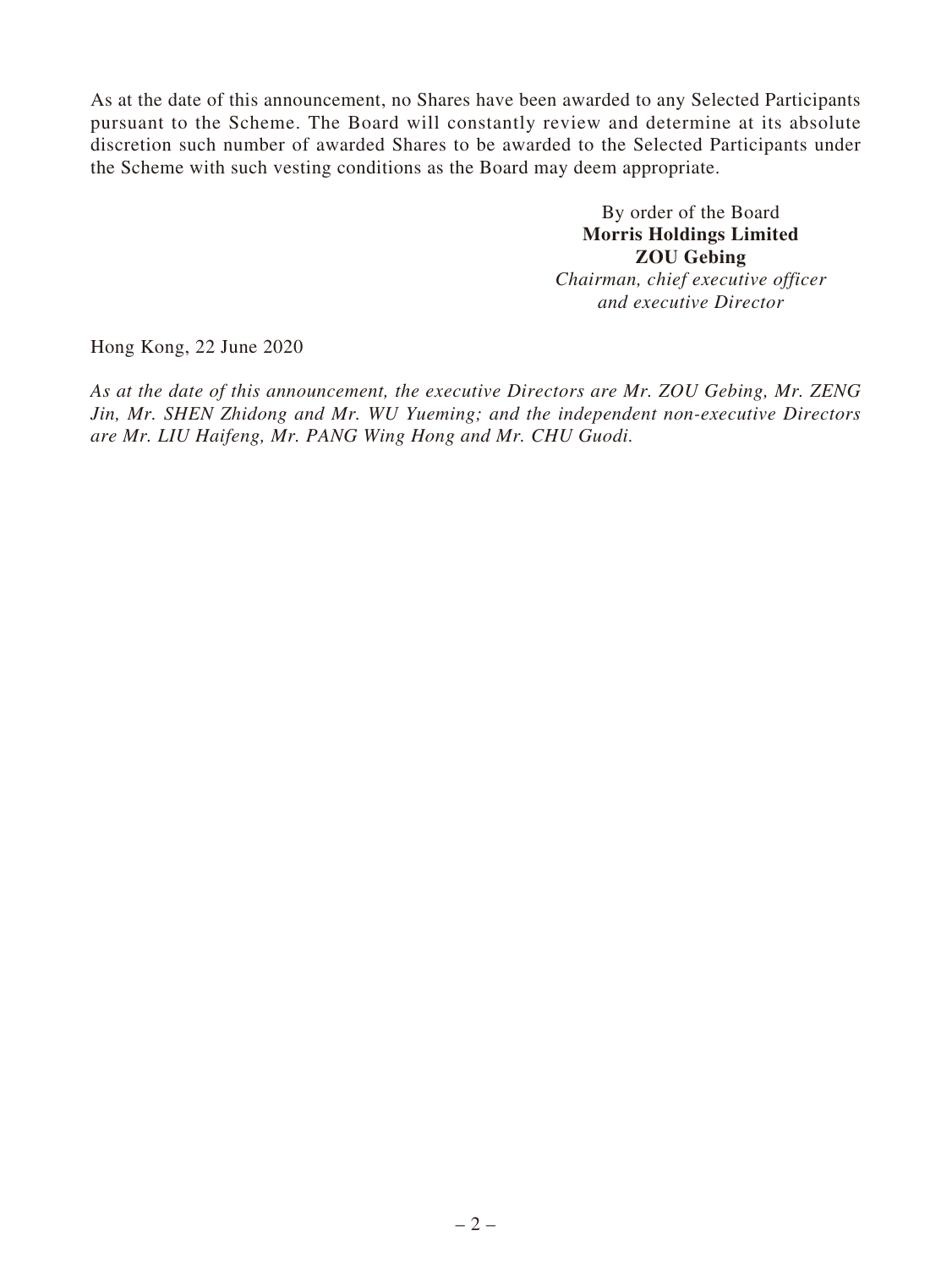As at the date of this announcement, no Shares have been awarded to any Selected Participants pursuant to the Scheme. The Board will constantly review and determine at its absolute discretion such number of awarded Shares to be awarded to the Selected Participants under the Scheme with such vesting conditions as the Board may deem appropriate.

By order of the Board
**Morris Holdings Limited**
**ZOU Gebing**
*Chairman, chief executive officer and executive Director*

Hong Kong, 22 June 2020

*As at the date of this announcement, the executive Directors are Mr. ZOU Gebing, Mr. ZENG Jin, Mr. SHEN Zhidong and Mr. WU Yueming; and the independent non-executive Directors are Mr. LIU Haifeng, Mr. PANG Wing Hong and Mr. CHU Guodi.*